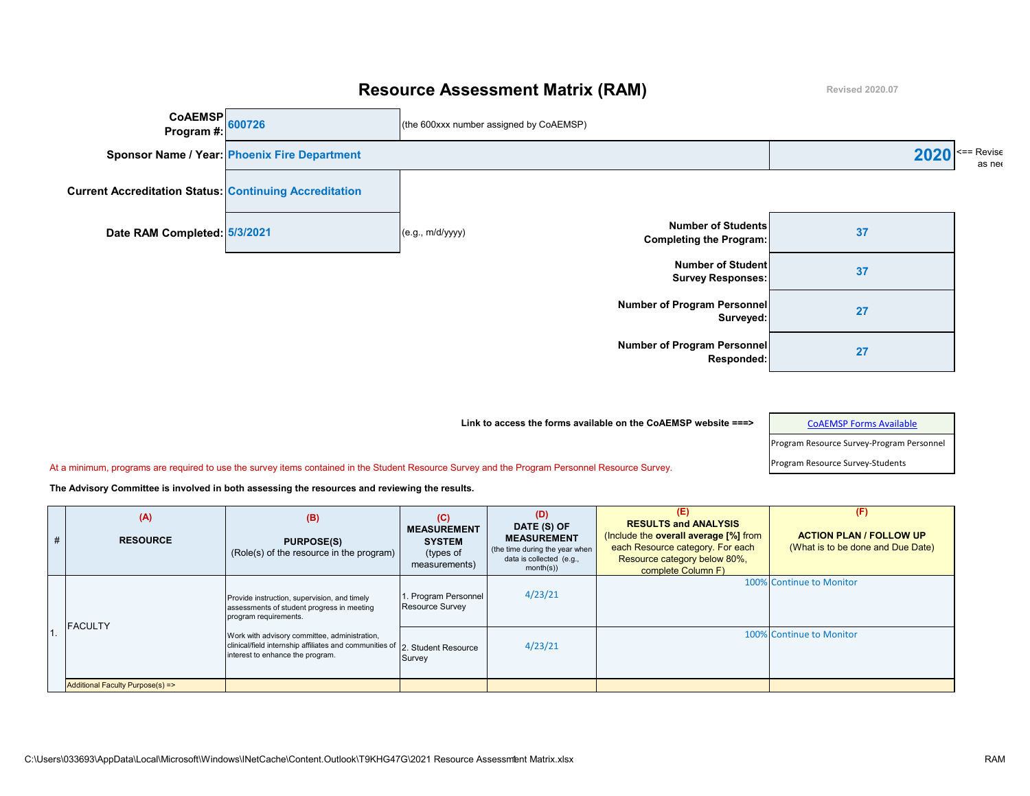# Resource Assessment Matrix (RAM)

Revised 2020.07

**CoAEMSP Program #:** 600726 (the 600xxx number assigned by CoAEMSP)

**Sponsor Name / Year:** Phoenix Fire Department | **2020** <== Revise as nee

**Current Accreditation Status:** Continuing Accreditation

**Date RAM Completed:** 5/3/2021 (e.g., m/d/yyyy)

| | |
|---|---|
| **Number of Students Completing the Program:** | 37 |
| **Number of Student Survey Responses:** | 37 |
| **Number of Program Personnel Surveyed:** | 27 |
| **Number of Program Personnel Responded:** | 27 |

**Link to access the forms available on the CoAEMSP website ===>** CoAEMSP Forms Available

- Program Resource Survey-Program Personnel
- Program Resource Survey-Students

At a minimum, programs are required to use the survey items contained in the Student Resource Survey and the Program Personnel Resource Survey.

**The Advisory Committee is involved in both assessing the resources and reviewing the results.**

| # | (A) RESOURCE | (B) PURPOSE(S) (Role(s) of the resource in the program) | (C) MEASUREMENT SYSTEM (types of measurements) | (D) DATE (S) OF MEASUREMENT (the time during the year when data is collected (e.g., month(s)) | (E) RESULTS and ANALYSIS (Include the **overall average [%]** from each Resource category. For each Resource category below 80%, complete Column F) | (F) ACTION PLAN / FOLLOW UP (What is to be done and Due Date) |
|---|---|---|---|---|---|---|
| 1. | FACULTY | Provide instruction, supervision, and timely assessments of student progress in meeting program requirements.<br><br>Work with advisory committee, administration, clinical/field internship affiliates and communities of interest to enhance the program. | 1. Program Personnel Resource Survey | 4/23/21 | 100% | Continue to Monitor |
| | | | 2. Student Resource Survey | 4/23/21 | 100% | Continue to Monitor |
| | Additional Faculty Purpose(s) => | | | | | |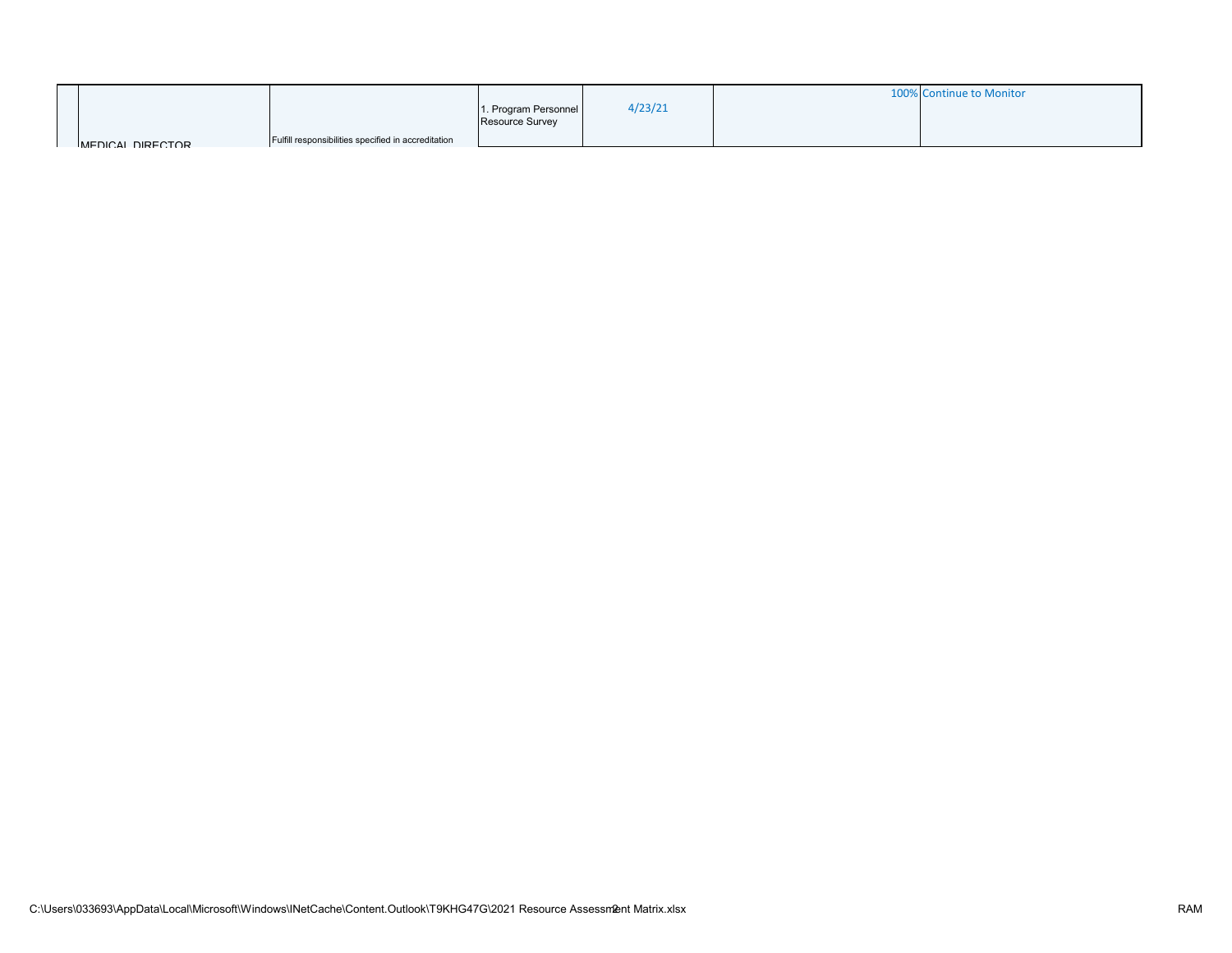| | | | | | | | |
|---|---|---|---|---|---|---|---|
| | MEDICAL DIRECTOR | Fulfill responsibilities specified in accreditation | 1. Program Personnel Resource Survey | 4/23/21 | | 100% | Continue to Monitor |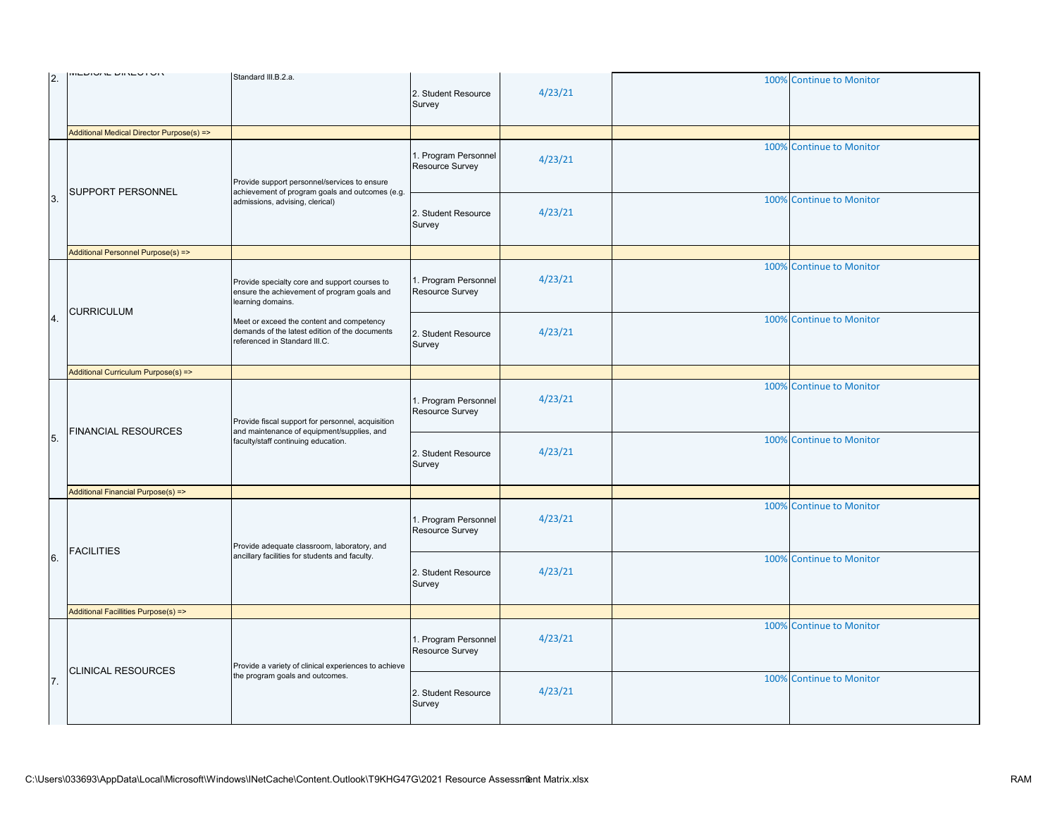| | | | | | | |
|---|---|---|---|---|---|---|
| 2. | MEDICAL DIRECTOR | Standard III.B.2.a. | 2. Student Resource Survey | 4/23/21 | 100% | Continue to Monitor |
| | Additional Medical Director Purpose(s) => | | | | | |
| 3. | SUPPORT PERSONNEL | Provide support personnel/services to ensure achievement of program goals and outcomes (e.g. admissions, advising, clerical) | 1. Program Personnel Resource Survey | 4/23/21 | 100% | Continue to Monitor |
| | | | 2. Student Resource Survey | 4/23/21 | 100% | Continue to Monitor |
| | Additional Personnel Purpose(s) => | | | | | |
| 4. | CURRICULUM | Provide specialty core and support courses to ensure the achievement of program goals and learning domains. Meet or exceed the content and competency demands of the latest edition of the documents referenced in Standard III.C. | 1. Program Personnel Resource Survey | 4/23/21 | 100% | Continue to Monitor |
| | | | 2. Student Resource Survey | 4/23/21 | 100% | Continue to Monitor |
| | Additional Curriculum Purpose(s) => | | | | | |
| 5. | FINANCIAL RESOURCES | Provide fiscal support for personnel, acquisition and maintenance of equipment/supplies, and faculty/staff continuing education. | 1. Program Personnel Resource Survey | 4/23/21 | 100% | Continue to Monitor |
| | | | 2. Student Resource Survey | 4/23/21 | 100% | Continue to Monitor |
| | Additional Financial Purpose(s) => | | | | | |
| 6. | FACILITIES | Provide adequate classroom, laboratory, and ancillary facilities for students and faculty. | 1. Program Personnel Resource Survey | 4/23/21 | 100% | Continue to Monitor |
| | | | 2. Student Resource Survey | 4/23/21 | 100% | Continue to Monitor |
| | Additional Facillities Purpose(s) => | | | | | |
| 7. | CLINICAL RESOURCES | Provide a variety of clinical experiences to achieve the program goals and outcomes. | 1. Program Personnel Resource Survey | 4/23/21 | 100% | Continue to Monitor |
| | | | 2. Student Resource Survey | 4/23/21 | 100% | Continue to Monitor |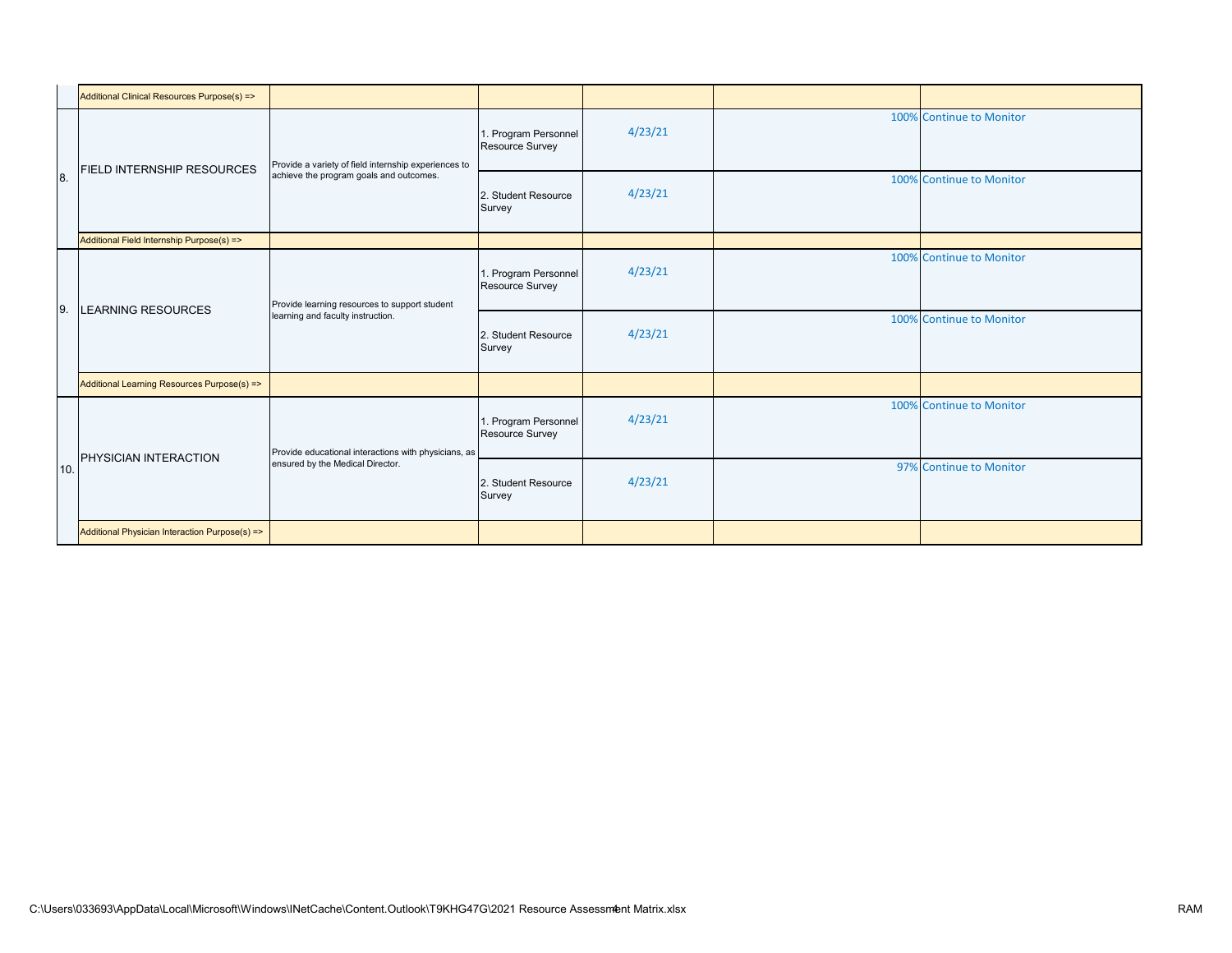| | | | | | | |
|---|---|---|---|---|---|---|
| | Additional Clinical Resources Purpose(s) => | | | | | |
| 8. | FIELD INTERNSHIP RESOURCES | Provide a variety of field internship experiences to achieve the program goals and outcomes. | 1. Program Personnel Resource Survey | 4/23/21 | 100% | Continue to Monitor |
| | | | 2. Student Resource Survey | 4/23/21 | 100% | Continue to Monitor |
| | Additional Field Internship Purpose(s) => | | | | | |
| 9. | LEARNING RESOURCES | Provide learning resources to support student learning and faculty instruction. | 1. Program Personnel Resource Survey | 4/23/21 | 100% | Continue to Monitor |
| | | | 2. Student Resource Survey | 4/23/21 | 100% | Continue to Monitor |
| | Additional Learning Resources Purpose(s) => | | | | | |
| 10. | PHYSICIAN INTERACTION | Provide educational interactions with physicians, as ensured by the Medical Director. | 1. Program Personnel Resource Survey | 4/23/21 | 100% | Continue to Monitor |
| | | | 2. Student Resource Survey | 4/23/21 | 97% | Continue to Monitor |
| | Additional Physician Interaction Purpose(s) => | | | | | |

C:\Users\033693\AppData\Local\Microsoft\Windows\INetCache\Content.Outlook\T9KHG47G\2021 Resource Assessment Matrix.xlsx RAM